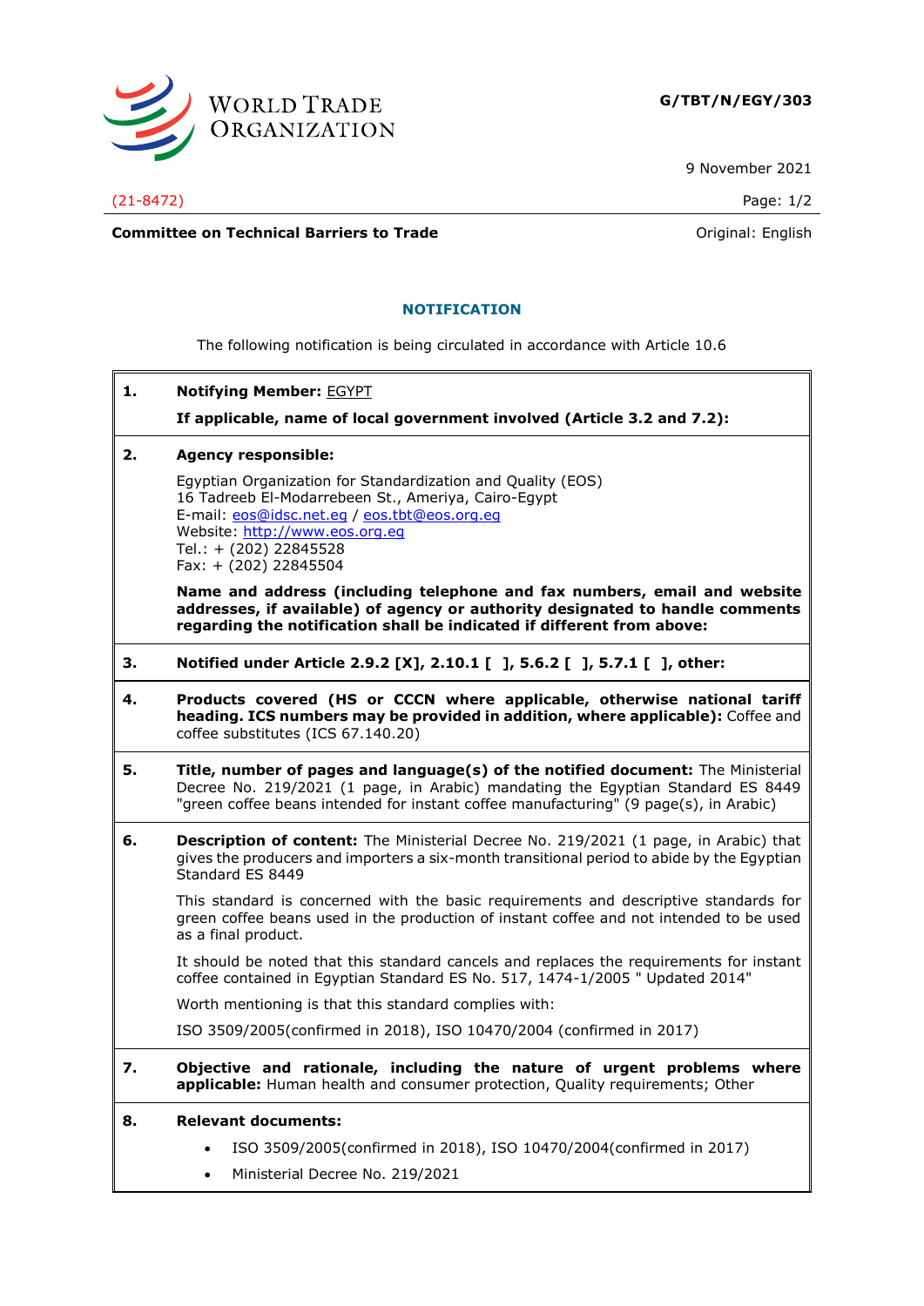G/TBT/N/EGY/303

9 November 2021

(21-8472)

**Committee on Technical Barriers to Trade**

Original: English

## NOTIFICATION

The following notification is being circulated in accordance with Article 10.6

**1. Notifying Member:** EGYPT

**If applicable, name of local government involved (Article 3.2 and 7.2):**

**2. Agency responsible:**

Egyptian Organization for Standardization and Quality (EOS)
16 Tadreeb El-Modarrebeen St., Ameriya, Cairo-Egypt
E-mail: eos@idsc.net.eg / eos.tbt@eos.org.eg
Website: http://www.eos.org.eg
Tel.: + (202) 22845528
Fax: + (202) 22845504

**Name and address (including telephone and fax numbers, email and website addresses, if available) of agency or authority designated to handle comments regarding the notification shall be indicated if different from above:**

**3. Notified under Article 2.9.2 [X], 2.10.1 [ ], 5.6.2 [ ], 5.7.1 [ ], other:**

**4. Products covered (HS or CCCN where applicable, otherwise national tariff heading. ICS numbers may be provided in addition, where applicable):** Coffee and coffee substitutes (ICS 67.140.20)

**5. Title, number of pages and language(s) of the notified document:** The Ministerial Decree No. 219/2021 (1 page, in Arabic) mandating the Egyptian Standard ES 8449 "green coffee beans intended for instant coffee manufacturing" (9 page(s), in Arabic)

**6. Description of content:** The Ministerial Decree No. 219/2021 (1 page, in Arabic) that gives the producers and importers a six-month transitional period to abide by the Egyptian Standard ES 8449

This standard is concerned with the basic requirements and descriptive standards for green coffee beans used in the production of instant coffee and not intended to be used as a final product.

It should be noted that this standard cancels and replaces the requirements for instant coffee contained in Egyptian Standard ES No. 517, 1474-1/2005 " Updated 2014"

Worth mentioning is that this standard complies with:

ISO 3509/2005(confirmed in 2018), ISO 10470/2004 (confirmed in 2017)

**7. Objective and rationale, including the nature of urgent problems where applicable:** Human health and consumer protection, Quality requirements; Other

**8. Relevant documents:**

- ISO 3509/2005(confirmed in 2018), ISO 10470/2004(confirmed in 2017)
- Ministerial Decree No. 219/2021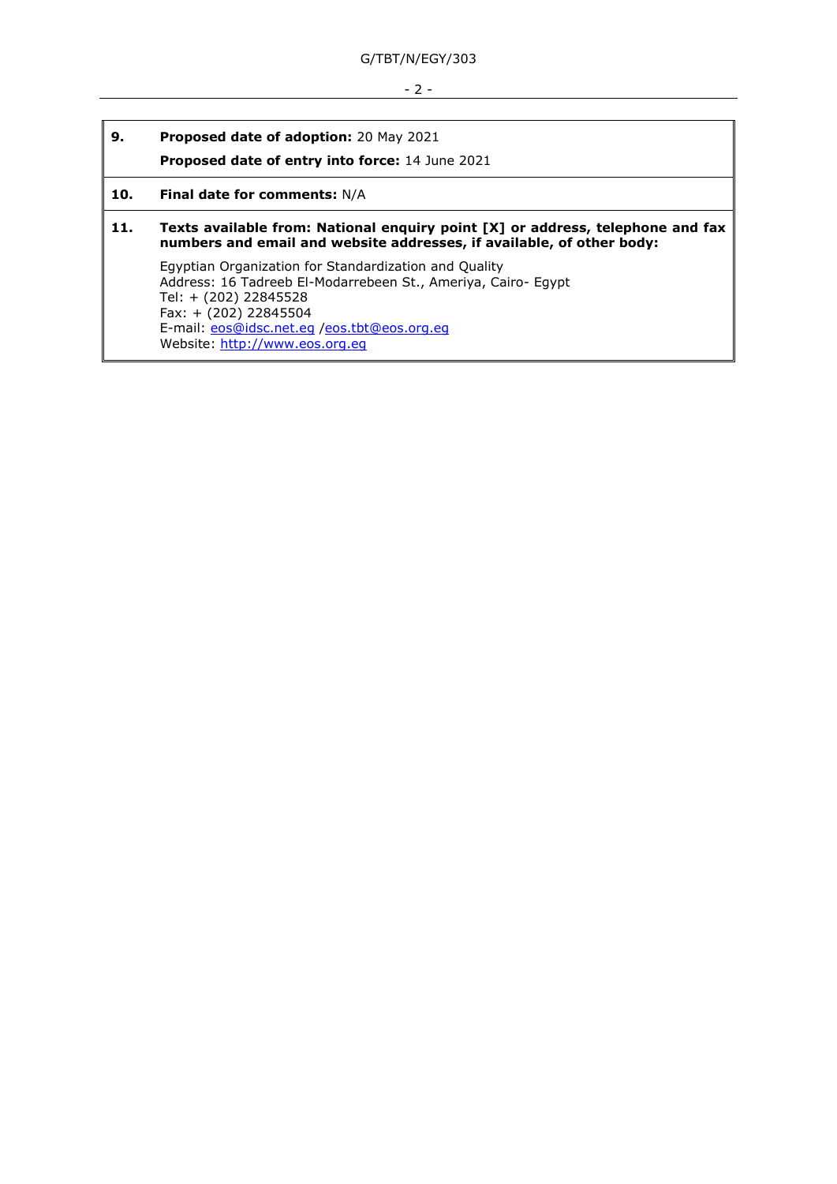**9.** **Proposed date of adoption:** 20 May 2021

**Proposed date of entry into force:** 14 June 2021

**10.** **Final date for comments:** N/A

**11.** **Texts available from: National enquiry point [X] or address, telephone and fax numbers and email and website addresses, if available, of other body:**

Egyptian Organization for Standardization and Quality
Address: 16 Tadreeb El-Modarrebeen St., Ameriya, Cairo- Egypt
Tel: + (202) 22845528
Fax: + (202) 22845504
E-mail: eos@idsc.net.eg /eos.tbt@eos.org.eg
Website: http://www.eos.org.eg